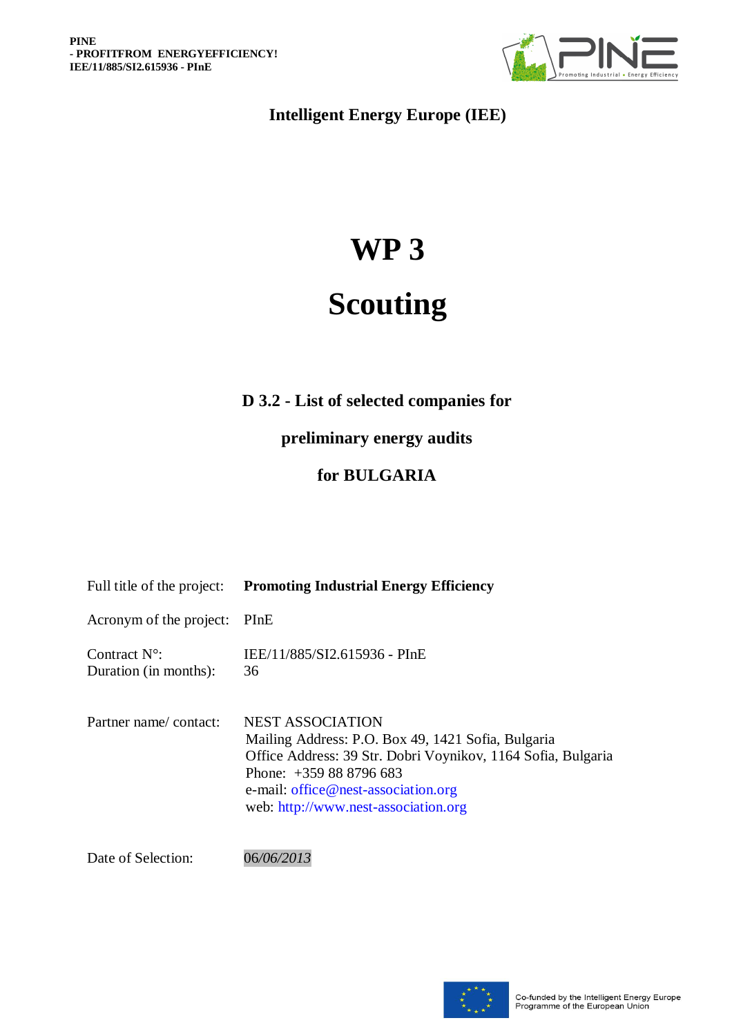**Intelligent Energy Europe (IEE)**

# WP 3

# Scouting

**D 3.2 - List of selected companies for**

**preliminary energy audits**

**for BULGARIA**

| | |
|---|---|
| Full title of the project: | **Promoting Industrial Energy Efficiency** |
| Acronym of the project: | PInE |
| Contract N°: | IEE/11/885/SI2.615936 - PInE |
| Duration (in months): | 36 |
| Partner name/ contact: | NEST ASSOCIATION<br>Mailing Address: P.O. Box 49, 1421 Sofia, Bulgaria<br>Office Address: 39 Str. Dobri Voynikov, 1164 Sofia, Bulgaria<br>Phone: +359 88 8796 683<br>e-mail: office@nest-association.org<br>web: http://www.nest-association.org |
| Date of Selection: | 06*/06/2013* |

Co-funded by the Intelligent Energy Europe Programme of the European Union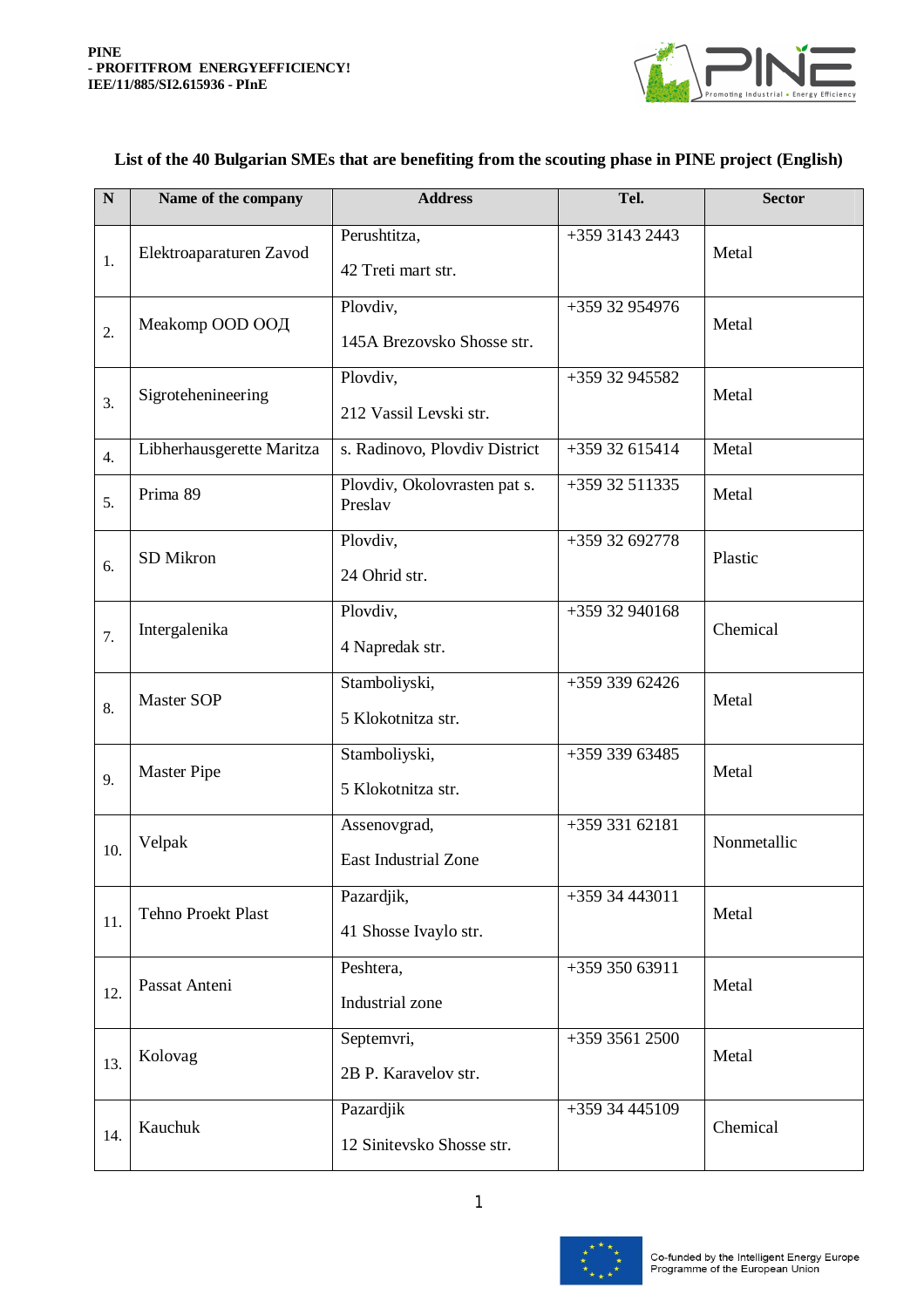## List of the 40 Bulgarian SMEs that are benefiting from the scouting phase in PINE project (English)

| N | Name of the company | Address | Tel. | Sector |
|---|---|---|---|---|
| 1. | Elektroaparaturen Zavod | Perushtitza, 42 Treti mart str. | +359 3143 2443 | Metal |
| 2. | Meakomp OOD ООД | Plovdiv, 145A Brezovsko Shosse str. | +359 32 954976 | Metal |
| 3. | Sigrotehenineering | Plovdiv, 212 Vassil Levski str. | +359 32 945582 | Metal |
| 4. | Libherhausgerette Maritza | s. Radinovo, Plovdiv District | +359 32 615414 | Metal |
| 5. | Prima 89 | Plovdiv, Okolovrasten pat s. Preslav | +359 32 511335 | Metal |
| 6. | SD Mikron | Plovdiv, 24 Ohrid str. | +359 32 692778 | Plastic |
| 7. | Intergalenika | Plovdiv, 4 Napredak str. | +359 32 940168 | Chemical |
| 8. | Master SOP | Stamboliyski, 5 Klokotnitza str. | +359 339 62426 | Metal |
| 9. | Master Pipe | Stamboliyski, 5 Klokotnitza str. | +359 339 63485 | Metal |
| 10. | Velpak | Assenovgrad, East Industrial Zone | +359 331 62181 | Nonmetallic |
| 11. | Tehno Proekt Plast | Pazardjik, 41 Shosse Ivaylo str. | +359 34 443011 | Metal |
| 12. | Passat Anteni | Peshtera, Industrial zone | +359 350 63911 | Metal |
| 13. | Kolovag | Septemvri, 2B P. Karavelov str. | +359 3561 2500 | Metal |
| 14. | Kauchuk | Pazardjik 12 Sinitevsko Shosse str. | +359 34 445109 | Chemical |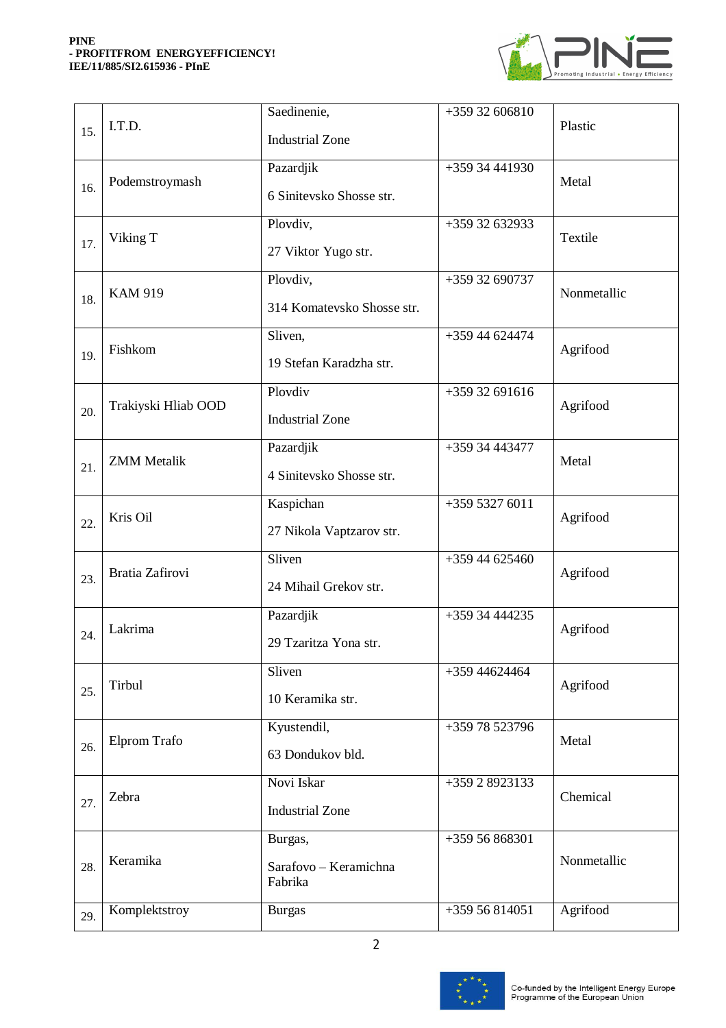| 15. | I.T.D. | Saedinenie, Industrial Zone | +359 32 606810 | Plastic |
|---|---|---|---|---|
| 16. | Podemstroymash | Pazardjik 6 Sinitevsko Shosse str. | +359 34 441930 | Metal |
| 17. | Viking T | Plovdiv, 27 Viktor Yugo str. | +359 32 632933 | Textile |
| 18. | KAM 919 | Plovdiv, 314 Komatevsko Shosse str. | +359 32 690737 | Nonmetallic |
| 19. | Fishkom | Sliven, 19 Stefan Karadzha str. | +359 44 624474 | Agrifood |
| 20. | Trakiyski Hliab OOD | Plovdiv Industrial Zone | +359 32 691616 | Agrifood |
| 21. | ZMM Metalik | Pazardjik 4 Sinitevsko Shosse str. | +359 34 443477 | Metal |
| 22. | Kris Oil | Kaspichan 27 Nikola Vaptzarov str. | +359 5327 6011 | Agrifood |
| 23. | Bratia Zafirovi | Sliven 24 Mihail Grekov str. | +359 44 625460 | Agrifood |
| 24. | Lakrima | Pazardjik 29 Tzaritza Yona str. | +359 34 444235 | Agrifood |
| 25. | Tirbul | Sliven 10 Keramika str. | +359 44624464 | Agrifood |
| 26. | Elprom Trafo | Kyustendil, 63 Dondukov bld. | +359 78 523796 | Metal |
| 27. | Zebra | Novi Iskar Industrial Zone | +359 2 8923133 | Chemical |
| 28. | Keramika | Burgas, Sarafovo – Keramichna Fabrika | +359 56 868301 | Nonmetallic |
| 29. | Komplektstroy | Burgas | +359 56 814051 | Agrifood |

Co-funded by the Intelligent Energy Europe Programme of the European Union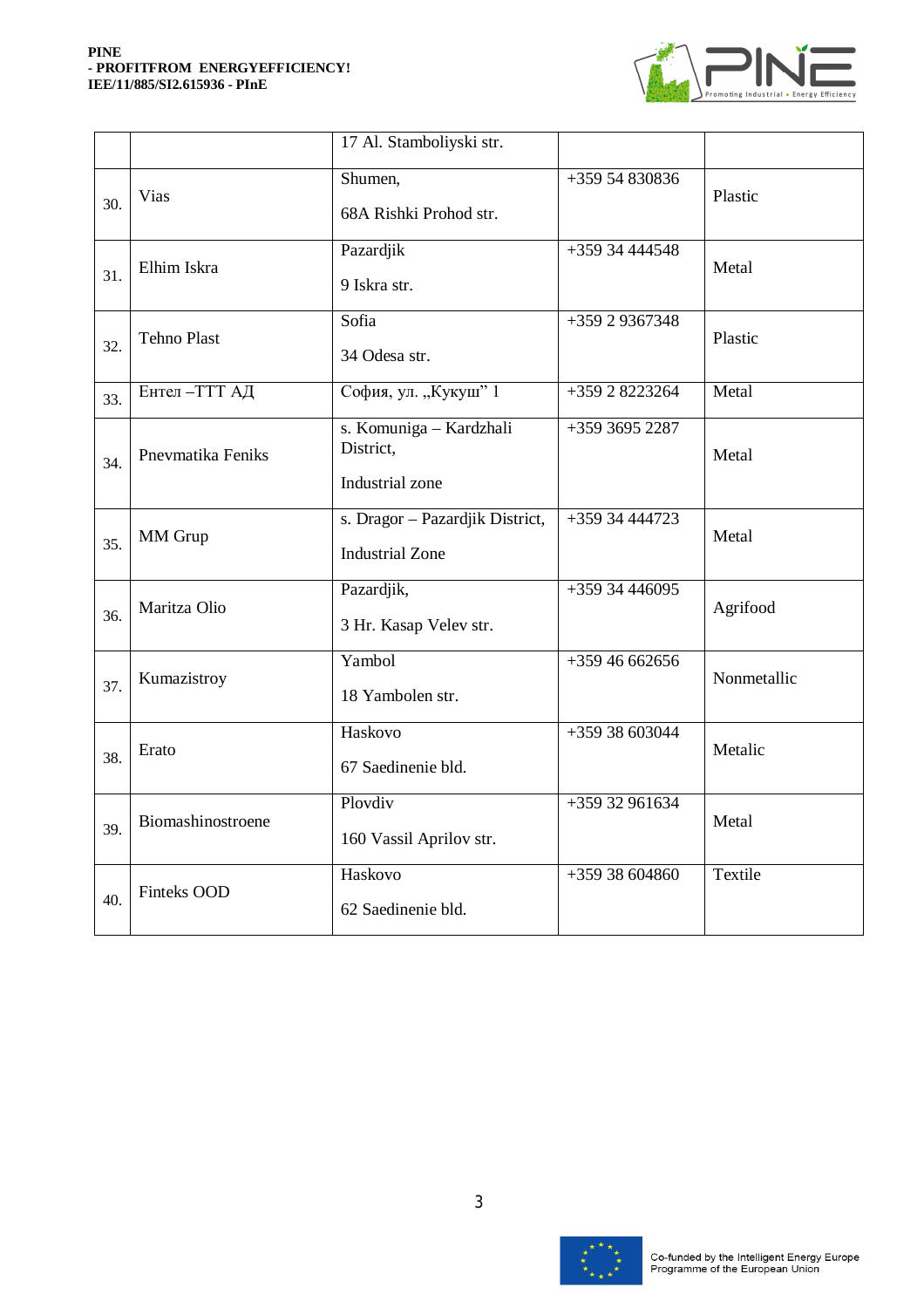| | | | | |
|---|---|---|---|---|
| | | 17 Al. Stamboliyski str. | | |
| 30. | Vias | Shumen,<br><br>68A Rishki Prohod str. | +359 54 830836 | Plastic |
| 31. | Elhim Iskra | Pazardjik<br><br>9 Iskra str. | +359 34 444548 | Metal |
| 32. | Tehno Plast | Sofia<br><br>34 Odesa str. | +359 2 9367348 | Plastic |
| 33. | Ентел –ТТТ АД | София, ул. „Кукуш" 1 | +359 2 8223264 | Metal |
| 34. | Pnevmatika Feniks | s. Komuniga – Kardzhali District,<br><br>Industrial zone | +359 3695 2287 | Metal |
| 35. | MM Grup | s. Dragor – Pazardjik District,<br><br>Industrial Zone | +359 34 444723 | Metal |
| 36. | Maritza Olio | Pazardjik,<br><br>3 Hr. Kasap Velev str. | +359 34 446095 | Agrifood |
| 37. | Kumazistroy | Yambol<br><br>18 Yambolen str. | +359 46 662656 | Nonmetallic |
| 38. | Erato | Haskovo<br><br>67 Saedinenie bld. | +359 38 603044 | Metalic |
| 39. | Biomashinostroene | Plovdiv<br><br>160 Vassil Aprilov str. | +359 32 961634 | Metal |
| 40. | Finteks OOD | Haskovo<br><br>62 Saedinenie bld. | +359 38 604860 | Textile |